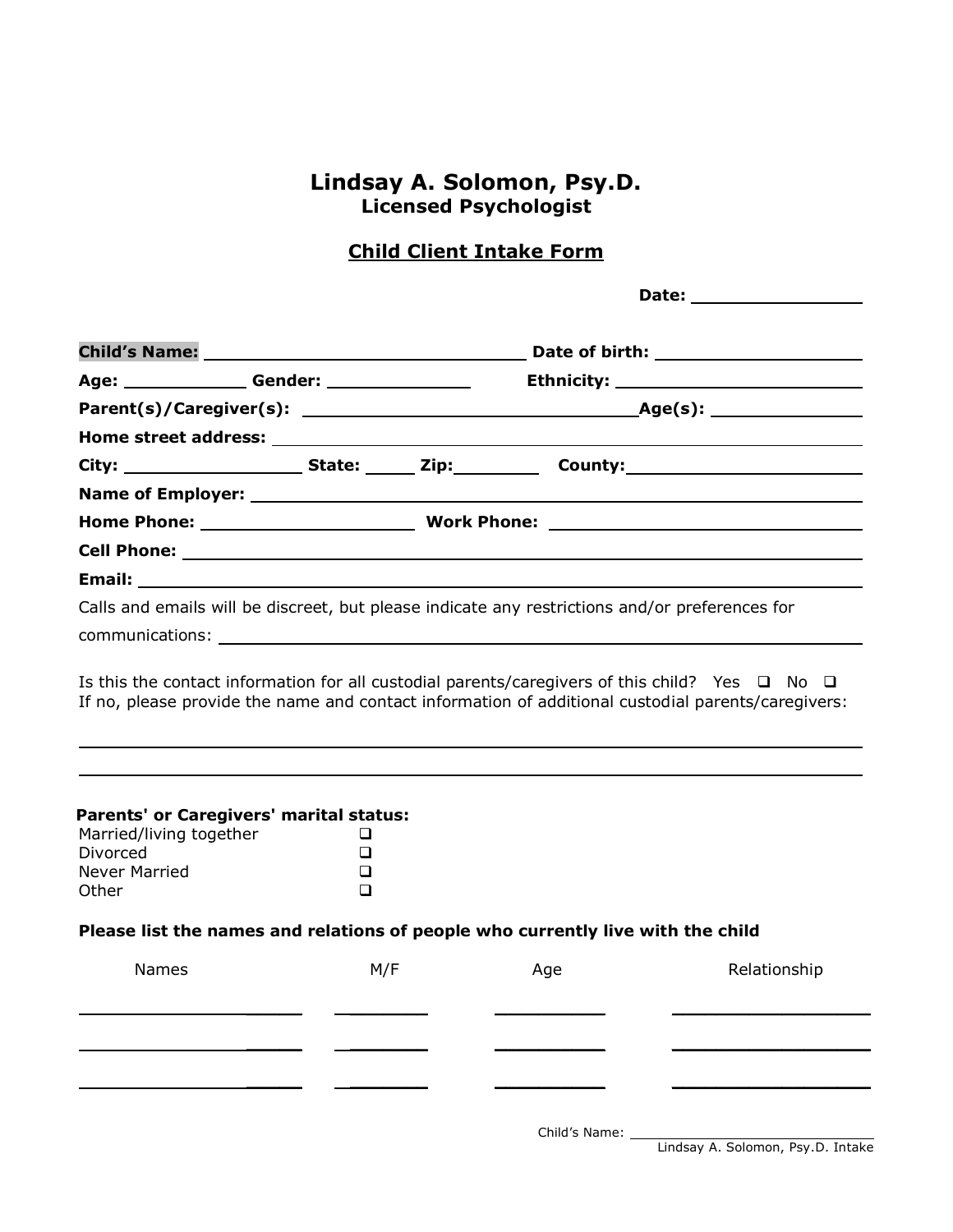# Lindsay A. Solomon, Psy.D.
## Licensed Psychologist

### Child Client Intake Form

**Date:** ____________________

**Child's Name:** ________________________________ **Date of birth:** ____________________

**Age:** ____________ **Gender:** ______________ **Ethnicity:** ________________________

**Parent(s)/Caregiver(s):** ________________________________ **Age(s):** ______________

**Home street address:** ____________________________________________________________

**City:** __________________ **State:** _____ **Zip:** _________ **County:** ______________________

**Name of Employer:** ______________________________________________________________

**Home Phone:** ____________________ **Work Phone:** ______________________________

**Cell Phone:** ____________________________________________________________________

**Email:** ________________________________________________________________________

Calls and emails will be discreet, but please indicate any restrictions and/or preferences for communications: ____________________________________________________________

Is this the contact information for all custodial parents/caregivers of this child? Yes ☐ No ☐
If no, please provide the name and contact information of additional custodial parents/caregivers:

____________________________________________________________________________

____________________________________________________________________________

**Parents' or Caregivers' marital status:**

Married/living together ☐
Divorced ☐
Never Married ☐
Other ☐

**Please list the names and relations of people who currently live with the child**

| Names | M/F | Age | Relationship |
| --- | --- | --- | --- |
| | | | |
| | | | |
| | | | |

Child's Name: ____________________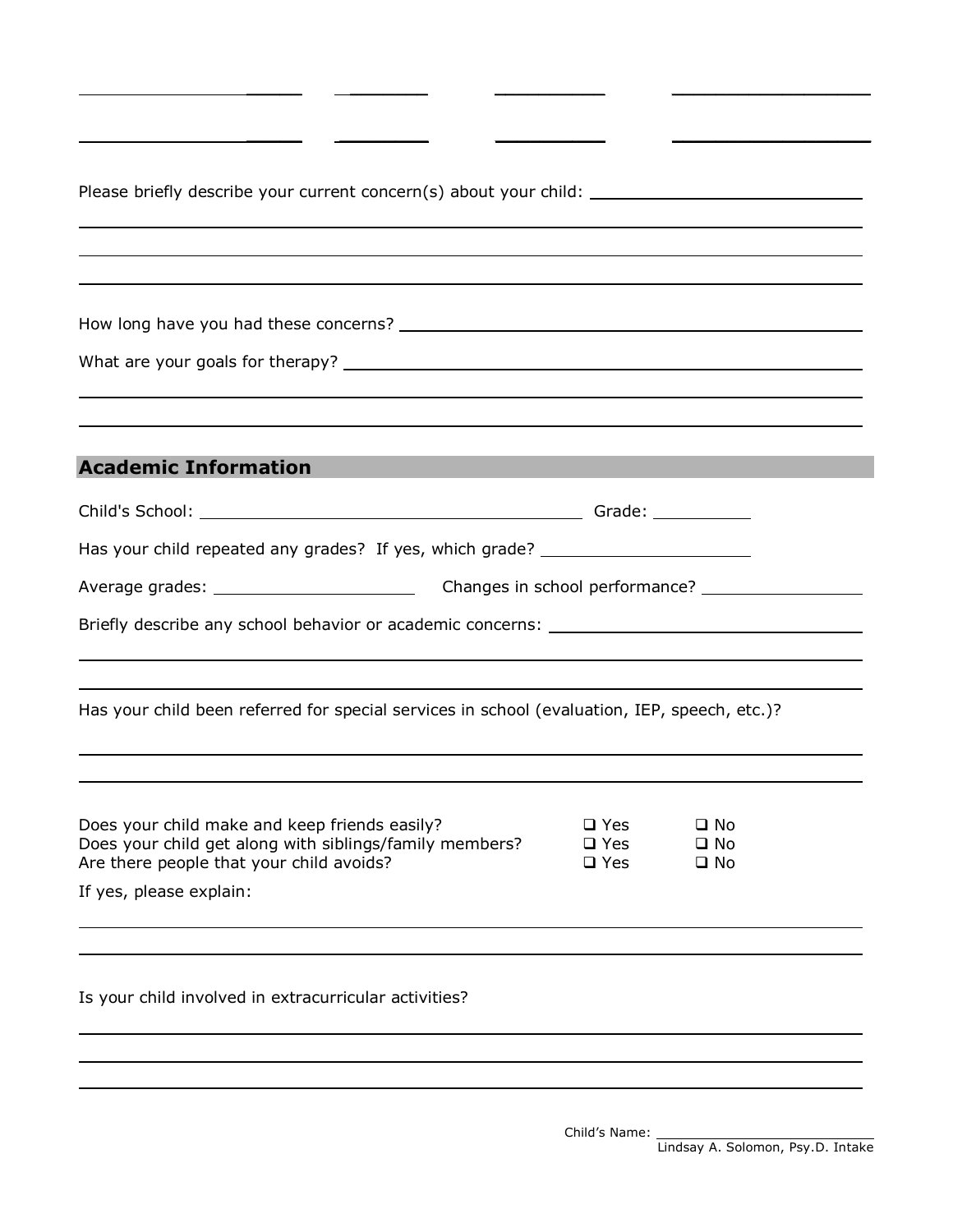Please briefly describe your current concern(s) about your child: ____________________________

______________________________________________________________________

______________________________________________________________________

______________________________________________________________________

How long have you had these concerns? ____________________________

What are your goals for therapy? ____________________________

______________________________________________________________________

______________________________________________________________________

## Academic Information

Child's School: ____________________________ Grade: __________

Has your child repeated any grades? If yes, which grade? ____________________

Average grades: ____________________ Changes in school performance? ____________________

Briefly describe any school behavior or academic concerns: ____________________________

______________________________________________________________________

______________________________________________________________________

Has your child been referred for special services in school (evaluation, IEP, speech, etc.)?

______________________________________________________________________

______________________________________________________________________

| | | |
|---|---|---|
| Does your child make and keep friends easily? | ❑ Yes | ❑ No |
| Does your child get along with siblings/family members? | ❑ Yes | ❑ No |
| Are there people that your child avoids? | ❑ Yes | ❑ No |

If yes, please explain:

______________________________________________________________________

______________________________________________________________________

Is your child involved in extracurricular activities?

______________________________________________________________________

______________________________________________________________________

______________________________________________________________________

Child's Name: ____________________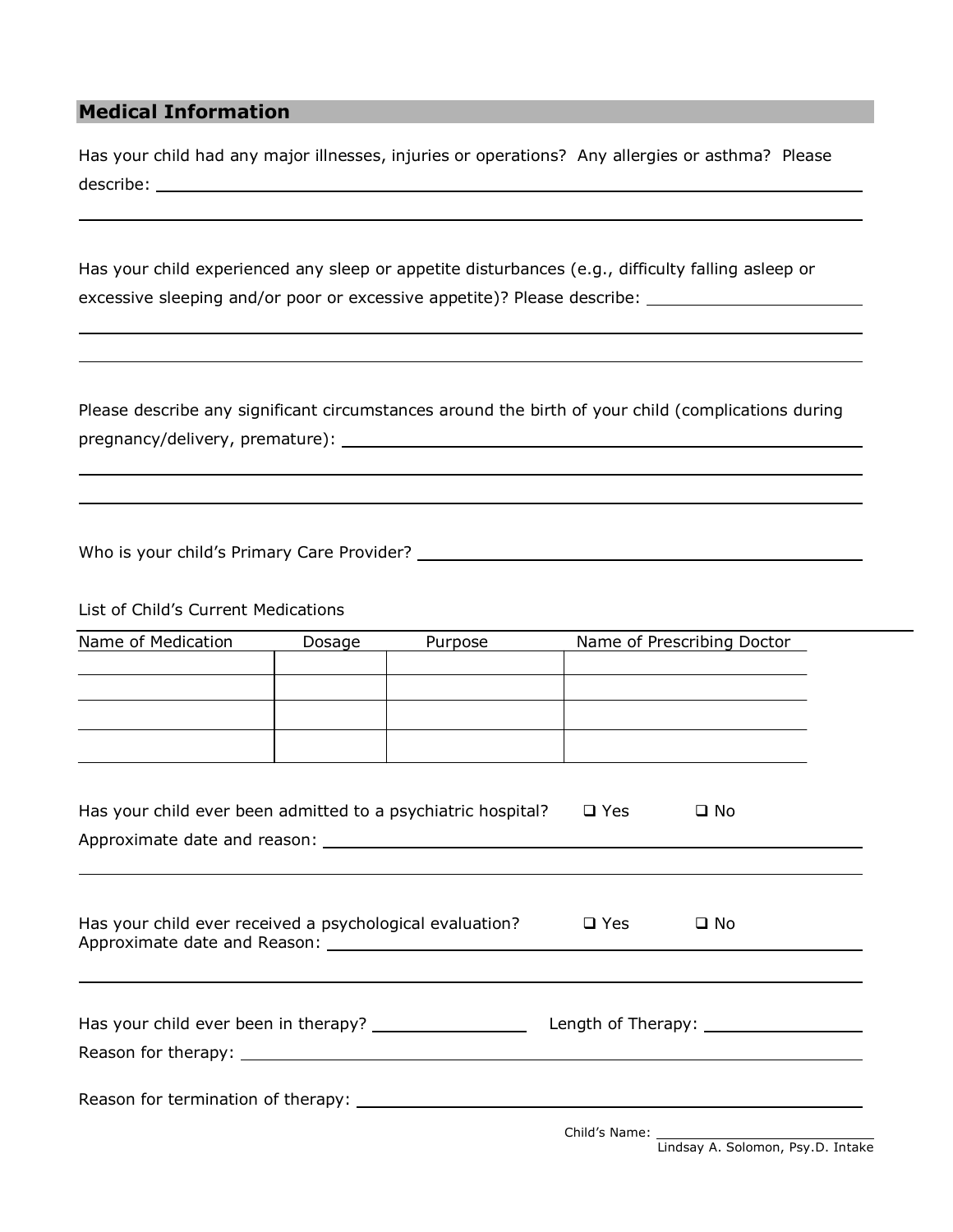## Medical Information

Has your child had any major illnesses, injuries or operations? Any allergies or asthma? Please describe: ______________________________________________

______________________________________________

Has your child experienced any sleep or appetite disturbances (e.g., difficulty falling asleep or excessive sleeping and/or poor or excessive appetite)? Please describe: ______________________

______________________________________________

______________________________________________

Please describe any significant circumstances around the birth of your child (complications during pregnancy/delivery, premature): ______________________________________________

______________________________________________

______________________________________________

Who is your child's Primary Care Provider? ______________________________________________

List of Child's Current Medications

| Name of Medication | Dosage | Purpose | Name of Prescribing Doctor |
|---|---|---|---|
| | | | |
| | | | |
| | | | |
| | | | |

Has your child ever been admitted to a psychiatric hospital? ❑ Yes ❑ No

Approximate date and reason: ______________________________________________

______________________________________________

Has your child ever received a psychological evaluation? ❑ Yes ❑ No

Approximate date and Reason: ______________________________________________

______________________________________________

Has your child ever been in therapy? ________________ Length of Therapy: ________________

Reason for therapy: ______________________________________________

Reason for termination of therapy: ______________________________________________

Child's Name: ______________________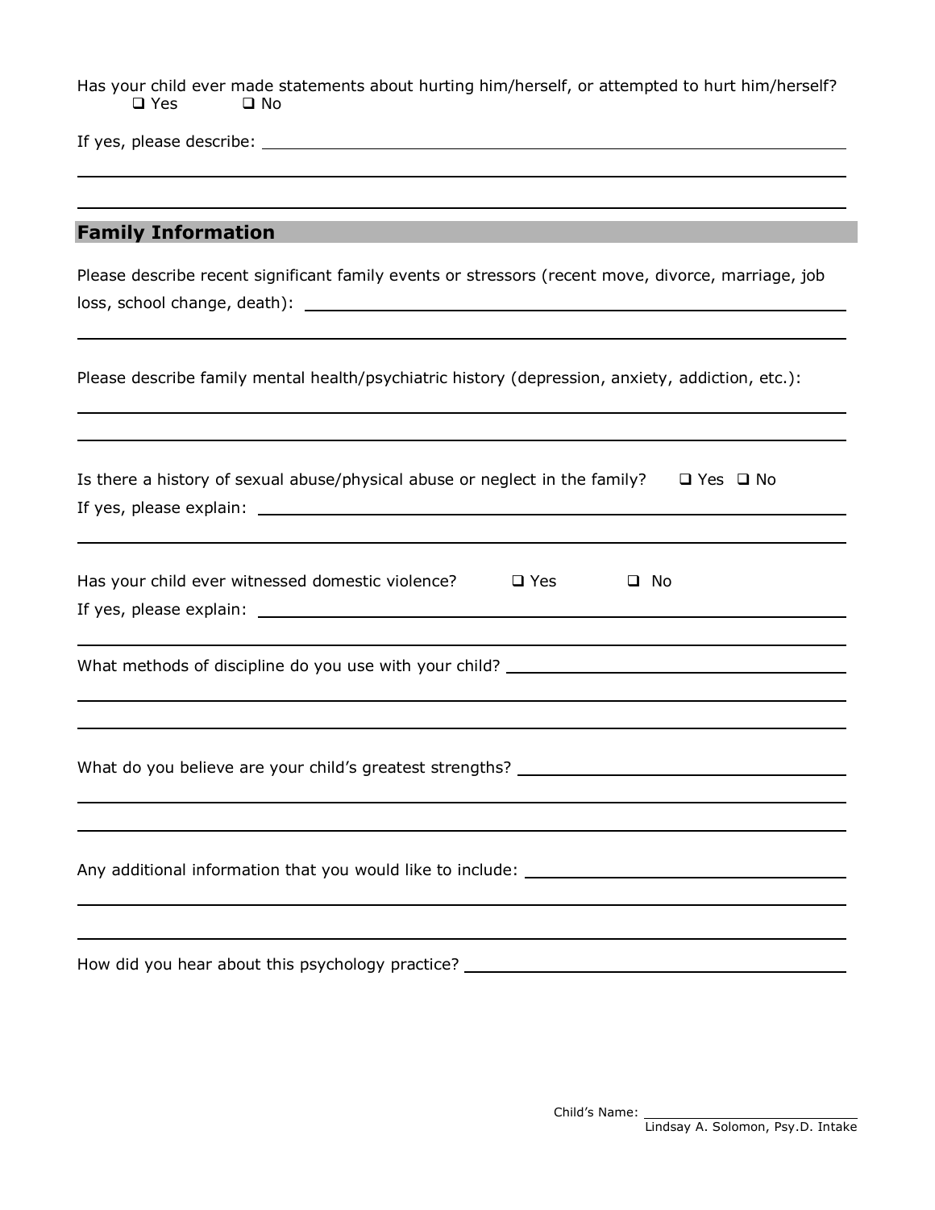Has your child ever made statements about hurting him/herself, or attempted to hurt him/herself?
❑ Yes ❑ No

If yes, please describe: ______________________________________________

______________________________________________

______________________________________________

## Family Information

Please describe recent significant family events or stressors (recent move, divorce, marriage, job loss, school change, death): ______________________________________________

______________________________________________

Please describe family mental health/psychiatric history (depression, anxiety, addiction, etc.):

______________________________________________

______________________________________________

Is there a history of sexual abuse/physical abuse or neglect in the family? ❑ Yes ❑ No
If yes, please explain: ______________________________________________

______________________________________________

Has your child ever witnessed domestic violence? ❑ Yes ❑ No
If yes, please explain: ______________________________________________

______________________________________________

What methods of discipline do you use with your child? ______________________________________________

______________________________________________

______________________________________________

What do you believe are your child's greatest strengths? ______________________________________________

______________________________________________

______________________________________________

Any additional information that you would like to include: ______________________________________________

______________________________________________

______________________________________________

How did you hear about this psychology practice? ______________________________________________

Child's Name: ______________________
Lindsay A. Solomon, Psy.D. Intake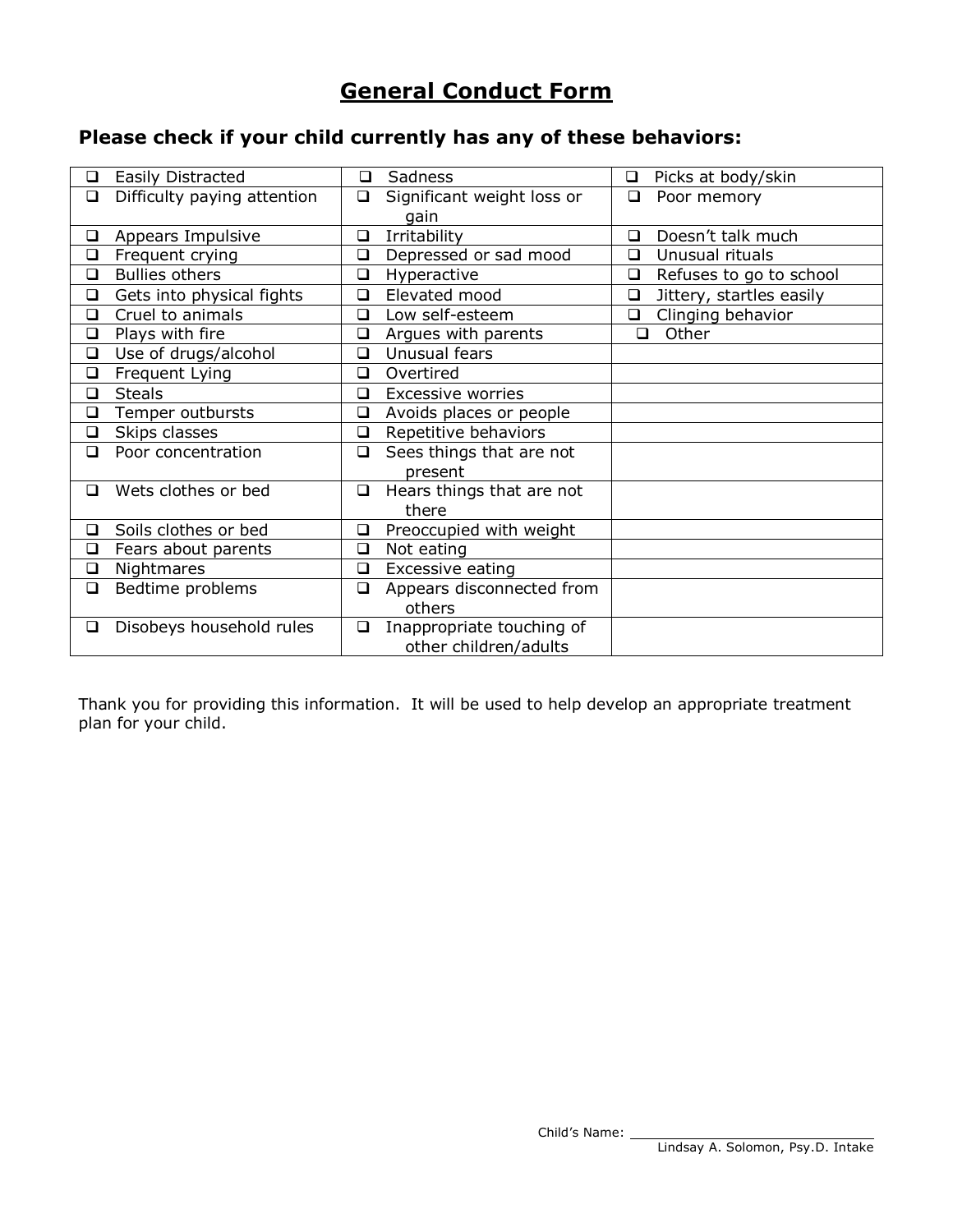# General Conduct Form

## Please check if your child currently has any of these behaviors:

| | | |
|---|---|---|
| ❑ Easily Distracted | ❑ Sadness | ❑ Picks at body/skin |
| ❑ Difficulty paying attention | ❑ Significant weight loss or gain | ❑ Poor memory |
| ❑ Appears Impulsive | ❑ Irritability | ❑ Doesn't talk much |
| ❑ Frequent crying | ❑ Depressed or sad mood | ❑ Unusual rituals |
| ❑ Bullies others | ❑ Hyperactive | ❑ Refuses to go to school |
| ❑ Gets into physical fights | ❑ Elevated mood | ❑ Jittery, startles easily |
| ❑ Cruel to animals | ❑ Low self-esteem | ❑ Clinging behavior |
| ❑ Plays with fire | ❑ Argues with parents | ❑ Other |
| ❑ Use of drugs/alcohol | ❑ Unusual fears | |
| ❑ Frequent Lying | ❑ Overtired | |
| ❑ Steals | ❑ Excessive worries | |
| ❑ Temper outbursts | ❑ Avoids places or people | |
| ❑ Skips classes | ❑ Repetitive behaviors | |
| ❑ Poor concentration | ❑ Sees things that are not present | |
| ❑ Wets clothes or bed | ❑ Hears things that are not there | |
| ❑ Soils clothes or bed | ❑ Preoccupied with weight | |
| ❑ Fears about parents | ❑ Not eating | |
| ❑ Nightmares | ❑ Excessive eating | |
| ❑ Bedtime problems | ❑ Appears disconnected from others | |
| ❑ Disobeys household rules | ❑ Inappropriate touching of other children/adults | |

Thank you for providing this information. It will be used to help develop an appropriate treatment plan for your child.

Child's Name: ______________________________

Lindsay A. Solomon, Psy.D. Intake